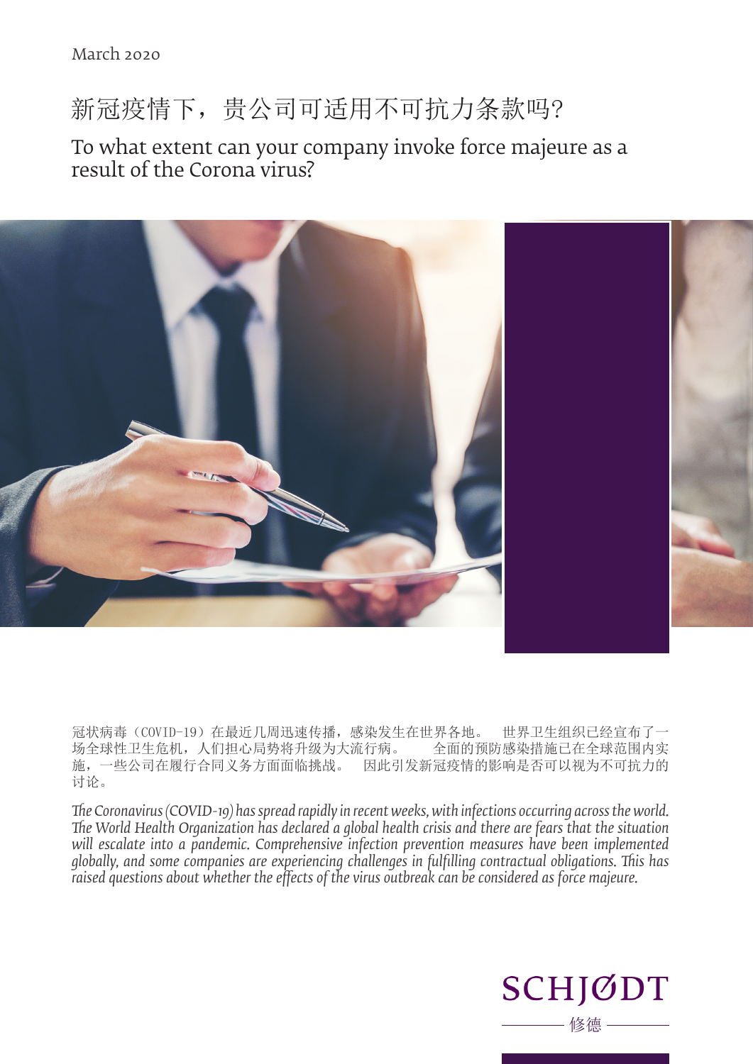March 2020

# 新冠疫情下，贵公司可适用不可抗力条款吗?

## To what extent can your company invoke force majeure as a result of the Corona virus?

冠状病毒（COVID-19）在最近几周迅速传播，感染发生在世界各地。 世界卫生组织已经宣布了一场全球性卫生危机，人们担心局势将升级为大流行病。 全面的预防感染措施已在全球范围内实施，一些公司在履行合同义务方面面临挑战。 因此引发新冠疫情的影响是否可以视为不可抗力的讨论。

*The Coronavirus (COVID-19) has spread rapidly in recent weeks, with infections occurring across the world. The World Health Organization has declared a global health crisis and there are fears that the situation will escalate into a pandemic. Comprehensive infection prevention measures have been implemented globally, and some companies are experiencing challenges in fulfilling contractual obligations. This has raised questions about whether the effects of the virus outbreak can be considered as force majeure.*

SCHJØDT

修德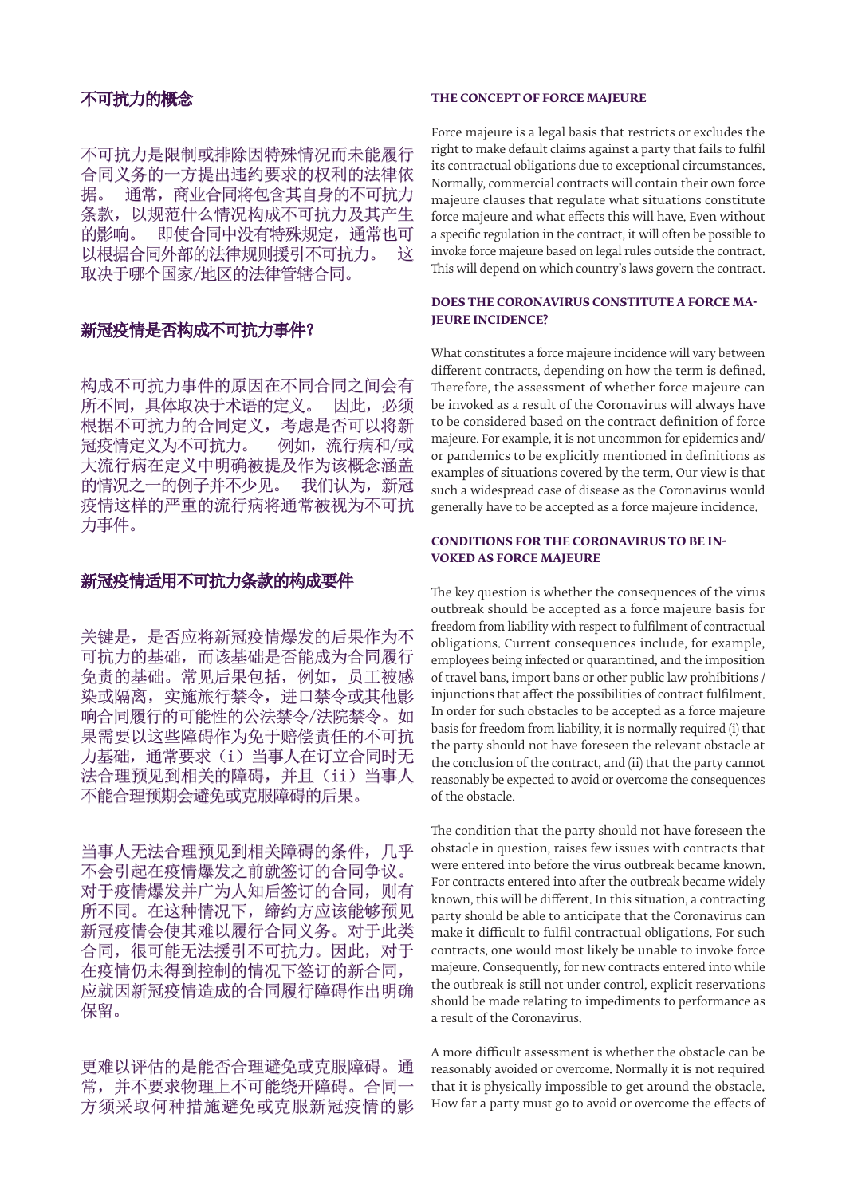## 不可抗力的概念

不可抗力是限制或排除因特殊情况而未能履行合同义务的一方提出违约要求的权利的法律依据。 通常，商业合同将包含其自身的不可抗力条款，以规范什么情况构成不可抗力及其产生的影响。 即使合同中没有特殊规定，通常也可以根据合同外部的法律规则援引不可抗力。 这取决于哪个国家/地区的法律管辖合同。

## 新冠疫情是否构成不可抗力事件?

构成不可抗力事件的原因在不同合同之间会有所不同，具体取决于术语的定义。 因此，必须根据不可抗力的合同定义，考虑是否可以将新冠疫情定义为不可抗力。 例如，流行病和/或大流行病在定义中明确被提及作为该概念涵盖的情况之一的例子并不少见。 我们认为，新冠疫情这样的严重的流行病将通常被视为不可抗力事件。

## 新冠疫情适用不可抗力条款的构成要件

关键是，是否应将新冠疫情爆发的后果作为不可抗力的基础，而该基础是否能成为合同履行免责的基础。常见后果包括，例如，员工被感染或隔离，实施旅行禁令，进口禁令或其他影响合同履行的可能性的公法禁令/法院禁令。如果需要以这些障碍作为免于赔偿责任的不可抗力基础，通常要求（i）当事人在订立合同时无法合理预见到相关的障碍，并且（ii）当事人不能合理预期会避免或克服障碍的后果。

当事人无法合理预见到相关障碍的条件，几乎不会引起在疫情爆发之前就签订的合同争议。对于疫情爆发并广为人知后签订的合同，则有所不同。在这种情况下，缔约方应该能够预见新冠疫情会使其难以履行合同义务。对于此类合同，很可能无法援引不可抗力。因此，对于在疫情仍未得到控制的情况下签订的新合同，应就因新冠疫情造成的合同履行障碍作出明确保留。

更难以评估的是能否合理避免或克服障碍。通常，并不要求物理上不可能绕开障碍。合同一方须采取何种措施避免或克服新冠疫情的影

## THE CONCEPT OF FORCE MAJEURE

Force majeure is a legal basis that restricts or excludes the right to make default claims against a party that fails to fulfil its contractual obligations due to exceptional circumstances. Normally, commercial contracts will contain their own force majeure clauses that regulate what situations constitute force majeure and what effects this will have. Even without a specific regulation in the contract, it will often be possible to invoke force majeure based on legal rules outside the contract. This will depend on which country's laws govern the contract.

## DOES THE CORONAVIRUS CONSTITUTE A FORCE MAJEURE INCIDENCE?

What constitutes a force majeure incidence will vary between different contracts, depending on how the term is defined. Therefore, the assessment of whether force majeure can be invoked as a result of the Coronavirus will always have to be considered based on the contract definition of force majeure. For example, it is not uncommon for epidemics and/or pandemics to be explicitly mentioned in definitions as examples of situations covered by the term. Our view is that such a widespread case of disease as the Coronavirus would generally have to be accepted as a force majeure incidence.

## CONDITIONS FOR THE CORONAVIRUS TO BE INVOKED AS FORCE MAJEURE

The key question is whether the consequences of the virus outbreak should be accepted as a force majeure basis for freedom from liability with respect to fulfilment of contractual obligations. Current consequences include, for example, employees being infected or quarantined, and the imposition of travel bans, import bans or other public law prohibitions / injunctions that affect the possibilities of contract fulfilment. In order for such obstacles to be accepted as a force majeure basis for freedom from liability, it is normally required (i) that the party should not have foreseen the relevant obstacle at the conclusion of the contract, and (ii) that the party cannot reasonably be expected to avoid or overcome the consequences of the obstacle.

The condition that the party should not have foreseen the obstacle in question, raises few issues with contracts that were entered into before the virus outbreak became known. For contracts entered into after the outbreak became widely known, this will be different. In this situation, a contracting party should be able to anticipate that the Coronavirus can make it difficult to fulfil contractual obligations. For such contracts, one would most likely be unable to invoke force majeure. Consequently, for new contracts entered into while the outbreak is still not under control, explicit reservations should be made relating to impediments to performance as a result of the Coronavirus.

A more difficult assessment is whether the obstacle can be reasonably avoided or overcome. Normally it is not required that it is physically impossible to get around the obstacle. How far a party must go to avoid or overcome the effects of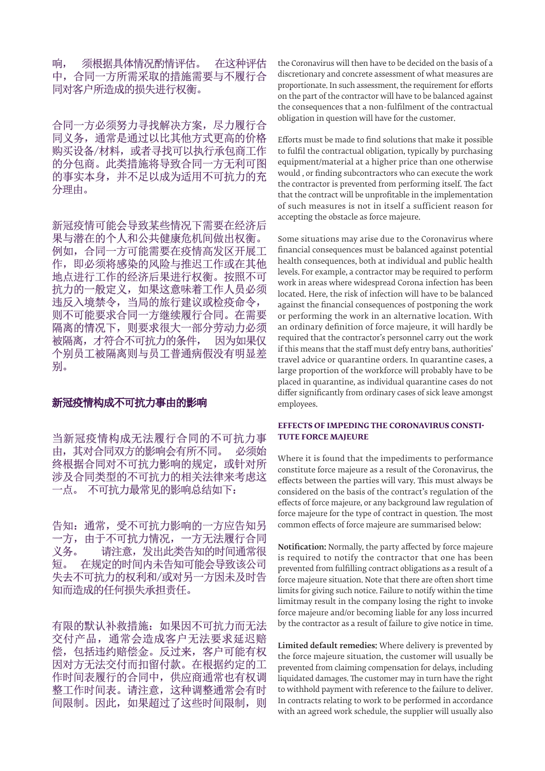响，须根据具体情况酌情评估。在这种评估中，合同一方所需采取的措施需要与不履行合同对客户所造成的损失进行权衡。

合同一方必须努力寻找解决方案，尽力履行合同义务，通常是通过以比其他方式更高的价格购买设备/材料，或者寻找可以执行承包商工作的分包商。此类措施将导致合同一方无利可图的事实本身，并不足以成为适用不可抗力的充分理由。

新冠疫情可能会导致某些情况下需要在经济后果与潜在的个人和公共健康危机间做出权衡。例如，合同一方可能需要在疫情高发区开展工作，即必须将感染的风险与推迟工作或在其他地点进行工作的经济后果进行权衡。按照不可抗力的一般定义，如果这意味着工作人员必须违反入境禁令，当局的旅行建议或检疫命令，则不可能要求合同一方继续履行合同。在需要隔离的情况下，则要求很大一部分劳动力必须被隔离，才符合不可抗力的条件，因为如果仅个别员工被隔离则与员工普通病假没有明显差别。

**新冠疫情构成不可抗力事由的影响**

当新冠疫情构成无法履行合同的不可抗力事由，其对合同双方的影响会有所不同。必须始终根据合同对不可抗力影响的规定，或针对所涉及合同类型的相关法律来考虑这一点。不可抗力最常见的影响总结如下：

告知：通常，受不可抗力影响的一方应告知另一方，由于不可抗力情况，一方无法履行合同义务。请注意，发出此类告知的时间通常很短。在规定的时间内未告知可能会导致该公司失去不可抗力的权利和/或对另一方因未及时告知而造成的任何损失承担责任。

有限的默认补救措施：如果因不可抗力而无法交付产品，通常会造成客户无法要求延迟赔偿，包括违约赔偿金。反过来，客户可能有权因对方无法交付而扣留付款。在根据约定的工作时间表履行的合同中，供应商通常也有权调整工作时间表。请注意，这种调整通常会有时间限制。因此，如果超过了这些时间限制，则

the Coronavirus will then have to be decided on the basis of a discretionary and concrete assessment of what measures are proportionate. In such assessment, the requirement for efforts on the part of the contractor will have to be balanced against the consequences that a non-fulfilment of the contractual obligation in question will have for the customer.

Efforts must be made to find solutions that make it possible to fulfil the contractual obligation, typically by purchasing equipment/material at a higher price than one otherwise would , or finding subcontractors who can execute the work the contractor is prevented from performing itself. The fact that the contract will be unprofitable in the implementation of such measures is not in itself a sufficient reason for accepting the obstacle as force majeure.

Some situations may arise due to the Coronavirus where financial consequences must be balanced against potential health consequences, both at individual and public health levels. For example, a contractor may be required to perform work in areas where widespread Corona infection has been located. Here, the risk of infection will have to be balanced against the financial consequences of postponing the work or performing the work in an alternative location. With an ordinary definition of force majeure, it will hardly be required that the contractor's personnel carry out the work if this means that the staff must defy entry bans, authorities' travel advice or quarantine orders. In quarantine cases, a large proportion of the workforce will probably have to be placed in quarantine, as individual quarantine cases do not differ significantly from ordinary cases of sick leave amongst employees.

**EFFECTS OF IMPEDING THE CORONAVIRUS CONSTITUTE FORCE MAJEURE**

Where it is found that the impediments to performance constitute force majeure as a result of the Coronavirus, the effects between the parties will vary. This must always be considered on the basis of the contract's regulation of the effects of force majeure, or any background law regulation of force majeure for the type of contract in question. The most common effects of force majeure are summarised below:

**Notification:** Normally, the party affected by force majeure is required to notify the contractor that one has been prevented from fulfilling contract obligations as a result of a force majeure situation. Note that there are often short time limits for giving such notice. Failure to notify within the time limitmay result in the company losing the right to invoke force majeure and/or becoming liable for any loss incurred by the contractor as a result of failure to give notice in time.

**Limited default remedies:** Where delivery is prevented by the force majeure situation, the customer will usually be prevented from claiming compensation for delays, including liquidated damages. The customer may in turn have the right to withhold payment with reference to the failure to deliver. In contracts relating to work to be performed in accordance with an agreed work schedule, the supplier will usually also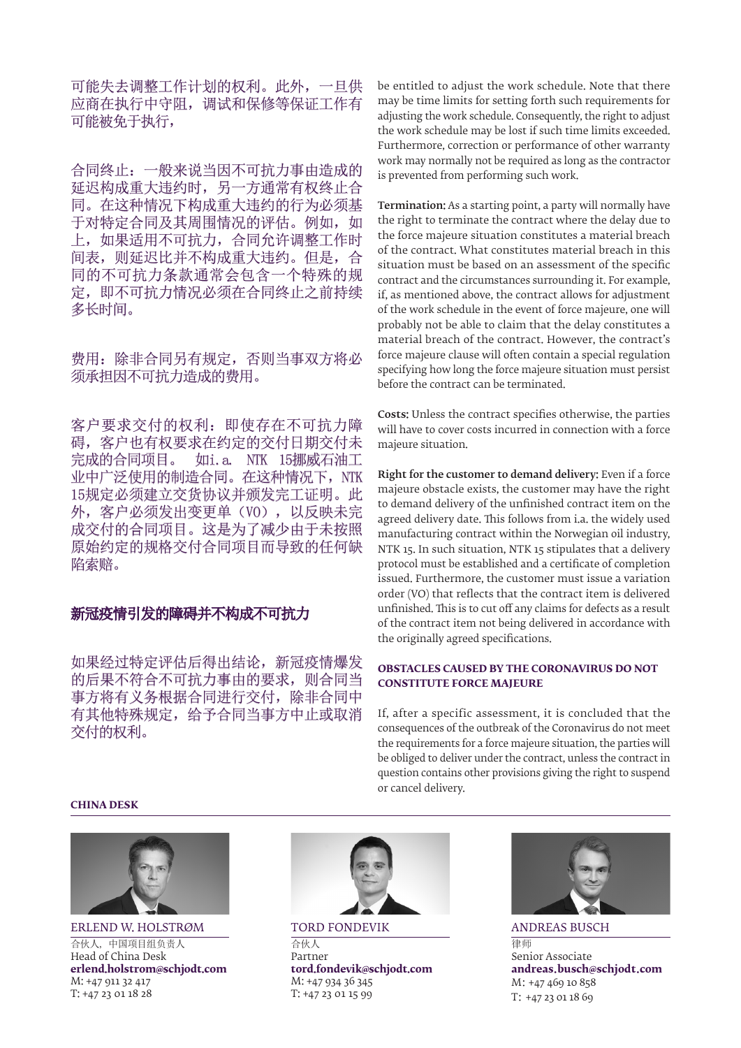可能失去调整工作计划的权利。此外，一旦供应商在执行中守阻，调试和保修等保证工作有可能被免于执行，

合同终止：一般来说当因不可抗力事由造成的延迟构成重大违约时，另一方通常有权终止合同。在这种情况下构成重大违约的行为必须基于对特定合同及其周围情况的评估。例如，如上，如果适用不可抗力，合同允许调整工作时间表，则延迟比并不构成重大违约。但是，合同的不可抗力条款通常会包含一个特殊的规定，即不可抗力情况必须在合同终止之前持续多长时间。

费用：除非合同另有规定，否则当事双方将必须承担因不可抗力造成的费用。

客户要求交付的权利：即使存在不可抗力障碍，客户也有权要求在约定的交付日期交付未完成的合同项目。 如i.a. NTK 15挪威石油工业中广泛使用的制造合同。在这种情况下，NTK 15规定必须建立交货协议并颁发完工证明。此外，客户必须发出变更单（VO），以反映未完成交付的合同项目。这是为了减少由于未按照原始约定的规格交付合同项目而导致的任何缺陷索赔。

### 新冠疫情引发的障碍并不构成不可抗力

如果经过特定评估后得出结论，新冠疫情爆发的后果不符合不可抗力事由的要求，则合同当事方将有义务根据合同进行交付，除非合同中有其他特殊规定，给予合同当事方中止或取消交付的权利。

be entitled to adjust the work schedule. Note that there may be time limits for setting forth such requirements for adjusting the work schedule. Consequently, the right to adjust the work schedule may be lost if such time limits exceeded. Furthermore, correction or performance of other warranty work may normally not be required as long as the contractor is prevented from performing such work.

**Termination:** As a starting point, a party will normally have the right to terminate the contract where the delay due to the force majeure situation constitutes a material breach of the contract. What constitutes material breach in this situation must be based on an assessment of the specific contract and the circumstances surrounding it. For example, if, as mentioned above, the contract allows for adjustment of the work schedule in the event of force majeure, one will probably not be able to claim that the delay constitutes a material breach of the contract. However, the contract's force majeure clause will often contain a special regulation specifying how long the force majeure situation must persist before the contract can be terminated.

**Costs:** Unless the contract specifies otherwise, the parties will have to cover costs incurred in connection with a force majeure situation.

**Right for the customer to demand delivery:** Even if a force majeure obstacle exists, the customer may have the right to demand delivery of the unfinished contract item on the agreed delivery date. This follows from i.a. the widely used manufacturing contract within the Norwegian oil industry, NTK 15. In such situation, NTK 15 stipulates that a delivery protocol must be established and a certificate of completion issued. Furthermore, the customer must issue a variation order (VO) that reflects that the contract item is delivered unfinished. This is to cut off any claims for defects as a result of the contract item not being delivered in accordance with the originally agreed specifications.

### OBSTACLES CAUSED BY THE CORONAVIRUS DO NOT CONSTITUTE FORCE MAJEURE

If, after a specific assessment, it is concluded that the consequences of the outbreak of the Coronavirus do not meet the requirements for a force majeure situation, the parties will be obliged to deliver under the contract, unless the contract in question contains other provisions giving the right to suspend or cancel delivery.

**CHINA DESK**

ERLEND W. HOLSTRØM
合伙人，中国项目组负责人
Head of China Desk
**erlend.holstrom@schjodt.com**
M: +47 911 32 417
T: +47 23 01 18 28

TORD FONDEVIK
合伙人
Partner
**tord.fondevik@schjodt.com**
M: +47 934 36 345
T: +47 23 01 15 99

ANDREAS BUSCH
律师
Senior Associate
**andreas.busch@schjodt.com**
M: +47 469 10 858
T: +47 23 01 18 69